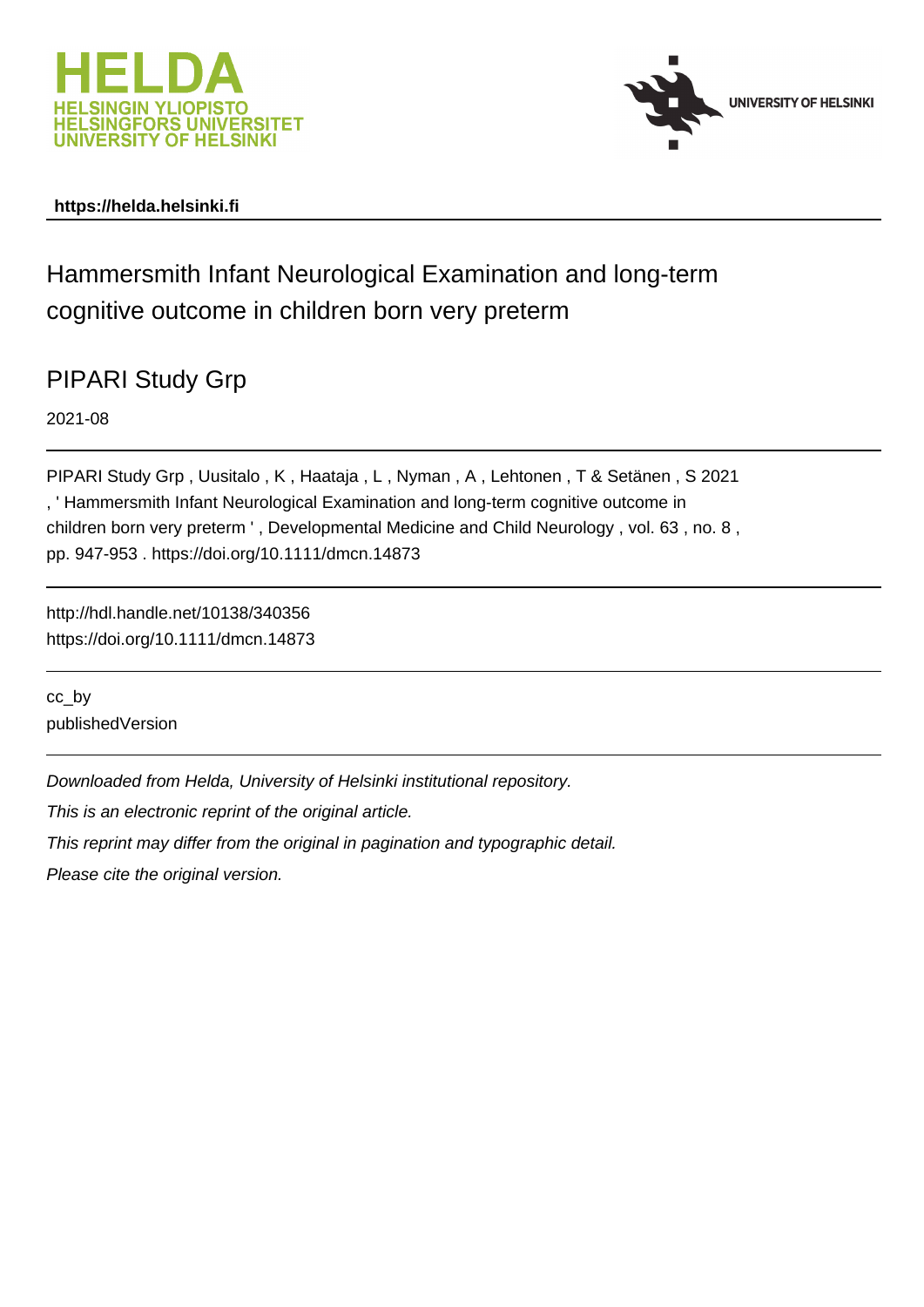HELDA
HELSINGIN YLIOPISTO
HELSINGFORS UNIVERSITET
UNIVERSITY OF HELSINKI

UNIVERSITY OF HELSINKI

**https://helda.helsinki.fi**

# Hammersmith Infant Neurological Examination and long-term cognitive outcome in children born very preterm

## PIPARI Study Grp

2021-08

PIPARI Study Grp , Uusitalo , K , Haataja , L , Nyman , A , Lehtonen , T & Setänen , S 2021 , ' Hammersmith Infant Neurological Examination and long-term cognitive outcome in children born very preterm ' , Developmental Medicine and Child Neurology , vol. 63 , no. 8 , pp. 947-953 . https://doi.org/10.1111/dmcn.14873

http://hdl.handle.net/10138/340356
https://doi.org/10.1111/dmcn.14873

cc_by
publishedVersion

*Downloaded from Helda, University of Helsinki institutional repository.*

*This is an electronic reprint of the original article.*

*This reprint may differ from the original in pagination and typographic detail.*

*Please cite the original version.*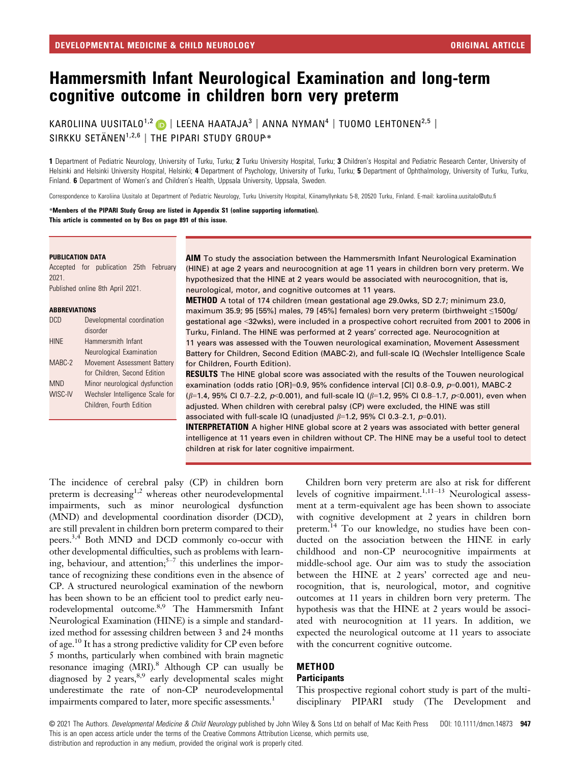# Hammersmith Infant Neurological Examination and long-term cognitive outcome in children born very preterm

KAROLIINA UUSITALO[1,2] | LEENA HAATAJA[3] | ANNA NYMAN[4] | TUOMO LEHTONEN[2,5] | SIRKKU SETÄNEN[1,2,6] | THE PIPARI STUDY GROUP*

**1** Department of Pediatric Neurology, University of Turku, Turku; **2** Turku University Hospital, Turku; **3** Children's Hospital and Pediatric Research Center, University of Helsinki and Helsinki University Hospital, Helsinki; **4** Department of Psychology, University of Turku, Turku; **5** Department of Ophthalmology, University of Turku, Turku, Finland. **6** Department of Women's and Children's Health, Uppsala University, Uppsala, Sweden.

Correspondence to Karoliina Uusitalo at Department of Pediatric Neurology, Turku University Hospital, Kiinamyllynkatu 5-8, 20520 Turku, Finland. E-mail: karoliina.uusitalo@utu.fi

**\*Members of the PIPARI Study Group are listed in Appendix S1 (online supporting information).**
**This article is commented on by Bos on page 891 of this issue.**

**PUBLICATION DATA**

Accepted for publication 25th February 2021.
Published online 8th April 2021.

**ABBREVIATIONS**

| | |
|---|---|
| DCD | Developmental coordination disorder |
| HINE | Hammersmith Infant Neurological Examination |
| MABC-2 | Movement Assessment Battery for Children, Second Edition |
| MND | Minor neurological dysfunction |
| WISC-IV | Wechsler Intelligence Scale for Children, Fourth Edition |

**AIM** To study the association between the Hammersmith Infant Neurological Examination (HINE) at age 2 years and neurocognition at age 11 years in children born very preterm. We hypothesized that the HINE at 2 years would be associated with neurocognition, that is, neurological, motor, and cognitive outcomes at 11 years.

**METHOD** A total of 174 children (mean gestational age 29.0wks, SD 2.7; minimum 23.0, maximum 35.9; 95 [55%] males, 79 [45%] females) born very preterm (birthweight ≤1500g/ gestational age <32wks), were included in a prospective cohort recruited from 2001 to 2006 in Turku, Finland. The HINE was performed at 2 years' corrected age. Neurocognition at 11 years was assessed with the Touwen neurological examination, Movement Assessment Battery for Children, Second Edition (MABC-2), and full-scale IQ (Wechsler Intelligence Scale for Children, Fourth Edition).

**RESULTS** The HINE global score was associated with the results of the Touwen neurological examination (odds ratio [OR]=0.9, 95% confidence interval [CI] 0.8–0.9, $p$=0.001), MABC-2 ($\beta$=1.4, 95% CI 0.7–2.2, $p$<0.001), and full-scale IQ ($\beta$=1.2, 95% CI 0.8–1.7, $p$<0.001), even when adjusted. When children with cerebral palsy (CP) were excluded, the HINE was still associated with full-scale IQ (unadjusted $\beta$=1.2, 95% CI 0.3–2.1, $p$=0.01).

**INTERPRETATION** A higher HINE global score at 2 years was associated with better general intelligence at 11 years even in children without CP. The HINE may be a useful tool to detect children at risk for later cognitive impairment.

The incidence of cerebral palsy (CP) in children born preterm is decreasing[1,2] whereas other neurodevelopmental impairments, such as minor neurological dysfunction (MND) and developmental coordination disorder (DCD), are still prevalent in children born preterm compared to their peers.[3,4] Both MND and DCD commonly co-occur with other developmental difficulties, such as problems with learning, behaviour, and attention;[5–7] this underlines the importance of recognizing these conditions even in the absence of CP. A structured neurological examination of the newborn has been shown to be an efficient tool to predict early neurodevelopmental outcome.[8,9] The Hammersmith Infant Neurological Examination (HINE) is a simple and standardized method for assessing children between 3 and 24 months of age.[10] It has a strong predictive validity for CP even before 5 months, particularly when combined with brain magnetic resonance imaging (MRI).[8] Although CP can usually be diagnosed by 2 years,[8,9] early developmental scales might underestimate the rate of non-CP neurodevelopmental impairments compared to later, more specific assessments.[1]

Children born very preterm are also at risk for different levels of cognitive impairment.[1,11–13] Neurological assessment at a term-equivalent age has been shown to associate with cognitive development at 2 years in children born preterm.[14] To our knowledge, no studies have been conducted on the association between the HINE in early childhood and non-CP neurocognitive impairments at middle-school age. Our aim was to study the association between the HINE at 2 years' corrected age and neurocognition, that is, neurological, motor, and cognitive outcomes at 11 years in children born very preterm. The hypothesis was that the HINE at 2 years would be associated with neurocognition at 11 years. In addition, we expected the neurological outcome at 11 years to associate with the concurrent cognitive outcome.

## METHOD

### Participants

This prospective regional cohort study is part of the multidisciplinary PIPARI study (The Development and

© 2021 The Authors. *Developmental Medicine & Child Neurology* published by John Wiley & Sons Ltd on behalf of Mac Keith Press DOI: 10.1111/dmcn.14873
This is an open access article under the terms of the Creative Commons Attribution License, which permits use, distribution and reproduction in any medium, provided the original work is properly cited.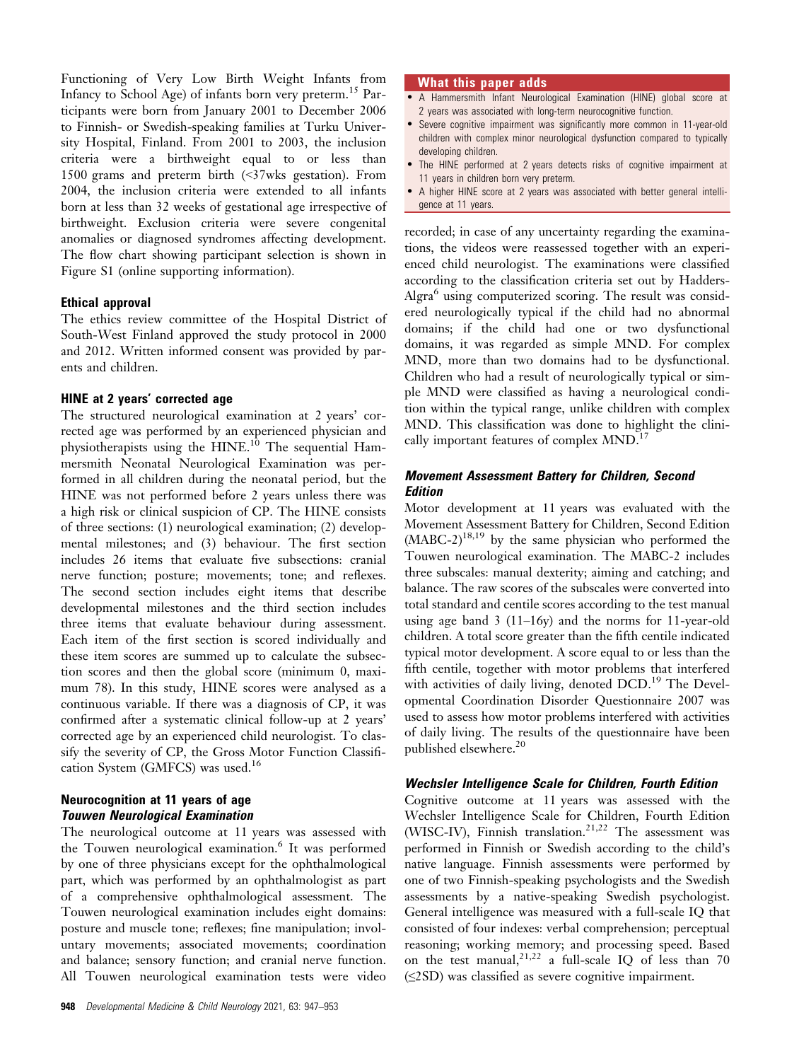Functioning of Very Low Birth Weight Infants from Infancy to School Age) of infants born very preterm.[15] Participants were born from January 2001 to December 2006 to Finnish- or Swedish-speaking families at Turku University Hospital, Finland. From 2001 to 2003, the inclusion criteria were a birthweight equal to or less than 1500 grams and preterm birth (<37wks gestation). From 2004, the inclusion criteria were extended to all infants born at less than 32 weeks of gestational age irrespective of birthweight. Exclusion criteria were severe congenital anomalies or diagnosed syndromes affecting development. The flow chart showing participant selection is shown in Figure S1 (online supporting information).

### Ethical approval

The ethics review committee of the Hospital District of South-West Finland approved the study protocol in 2000 and 2012. Written informed consent was provided by parents and children.

### HINE at 2 years' corrected age

The structured neurological examination at 2 years' corrected age was performed by an experienced physician and physiotherapists using the HINE.[10] The sequential Hammersmith Neonatal Neurological Examination was performed in all children during the neonatal period, but the HINE was not performed before 2 years unless there was a high risk or clinical suspicion of CP. The HINE consists of three sections: (1) neurological examination; (2) developmental milestones; and (3) behaviour. The first section includes 26 items that evaluate five subsections: cranial nerve function; posture; movements; tone; and reflexes. The second section includes eight items that describe developmental milestones and the third section includes three items that evaluate behaviour during assessment. Each item of the first section is scored individually and these item scores are summed up to calculate the subsection scores and then the global score (minimum 0, maximum 78). In this study, HINE scores were analysed as a continuous variable. If there was a diagnosis of CP, it was confirmed after a systematic clinical follow-up at 2 years' corrected age by an experienced child neurologist. To classify the severity of CP, the Gross Motor Function Classification System (GMFCS) was used.[16]

### Neurocognition at 11 years of age

#### *Touwen Neurological Examination*

The neurological outcome at 11 years was assessed with the Touwen neurological examination.[6] It was performed by one of three physicians except for the ophthalmological part, which was performed by an ophthalmologist as part of a comprehensive ophthalmological assessment. The Touwen neurological examination includes eight domains: posture and muscle tone; reflexes; fine manipulation; involuntary movements; associated movements; coordination and balance; sensory function; and cranial nerve function. All Touwen neurological examination tests were video recorded; in case of any uncertainty regarding the examinations, the videos were reassessed together with an experienced child neurologist. The examinations were classified according to the classification criteria set out by Hadders-Algra[6] using computerized scoring. The result was considered neurologically typical if the child had no abnormal domains; if the child had one or two dysfunctional domains, it was regarded as simple MND. For complex MND, more than two domains had to be dysfunctional. Children who had a result of neurologically typical or simple MND were classified as having a neurological condition within the typical range, unlike children with complex MND. This classification was done to highlight the clinically important features of complex MND.[17]

> **What this paper adds**
> - A Hammersmith Infant Neurological Examination (HINE) global score at 2 years was associated with long-term neurocognitive function.
> - Severe cognitive impairment was significantly more common in 11-year-old children with complex minor neurological dysfunction compared to typically developing children.
> - The HINE performed at 2 years detects risks of cognitive impairment at 11 years in children born very preterm.
> - A higher HINE score at 2 years was associated with better general intelligence at 11 years.

#### *Movement Assessment Battery for Children, Second Edition*

Motor development at 11 years was evaluated with the Movement Assessment Battery for Children, Second Edition (MABC-2)[18,19] by the same physician who performed the Touwen neurological examination. The MABC-2 includes three subscales: manual dexterity; aiming and catching; and balance. The raw scores of the subscales were converted into total standard and centile scores according to the test manual using age band 3 (11–16y) and the norms for 11-year-old children. A total score greater than the fifth centile indicated typical motor development. A score equal to or less than the fifth centile, together with motor problems that interfered with activities of daily living, denoted DCD.[19] The Developmental Coordination Disorder Questionnaire 2007 was used to assess how motor problems interfered with activities of daily living. The results of the questionnaire have been published elsewhere.[20]

#### *Wechsler Intelligence Scale for Children, Fourth Edition*

Cognitive outcome at 11 years was assessed with the Wechsler Intelligence Scale for Children, Fourth Edition (WISC-IV), Finnish translation.[21,22] The assessment was performed in Finnish or Swedish according to the child's native language. Finnish assessments were performed by one of two Finnish-speaking psychologists and the Swedish assessments by a native-speaking Swedish psychologist. General intelligence was measured with a full-scale IQ that consisted of four indexes: verbal comprehension; perceptual reasoning; working memory; and processing speed. Based on the test manual,[21,22] a full-scale IQ of less than 70 (≤2SD) was classified as severe cognitive impairment.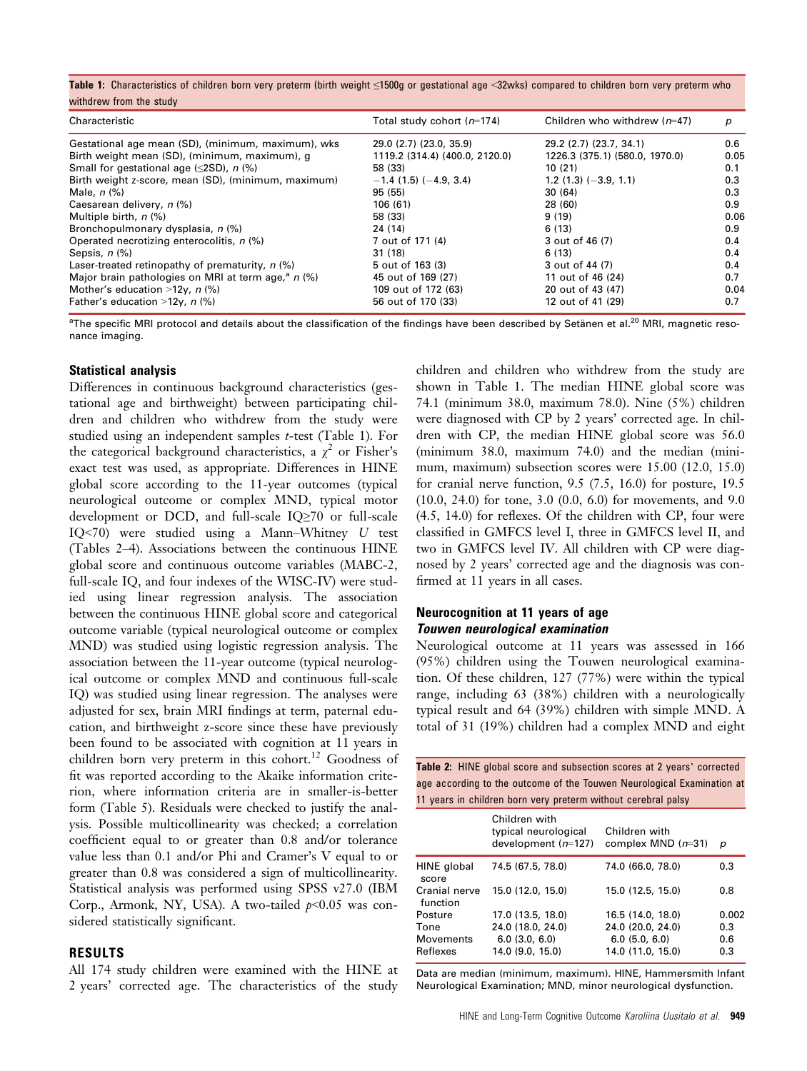**Table 1:** Characteristics of children born very preterm (birth weight ≤1500g or gestational age <32wks) compared to children born very preterm who withdrew from the study

| Characteristic | Total study cohort ($n$=174) | Children who withdrew ($n$=47) | $p$ |
|---|---|---|---|
| Gestational age mean (SD), (minimum, maximum), wks | 29.0 (2.7) (23.0, 35.9) | 29.2 (2.7) (23.7, 34.1) | 0.6 |
| Birth weight mean (SD), (minimum, maximum), g | 1119.2 (314.4) (400.0, 2120.0) | 1226.3 (375.1) (580.0, 1970.0) | 0.05 |
| Small for gestational age (≤2SD), $n$ (%) | 58 (33) | 10 (21) | 0.1 |
| Birth weight z-score, mean (SD), (minimum, maximum) | −1.4 (1.5) (−4.9, 3.4) | 1.2 (1.3) (−3.9, 1.1) | 0.3 |
| Male, $n$ (%) | 95 (55) | 30 (64) | 0.3 |
| Caesarean delivery, $n$ (%) | 106 (61) | 28 (60) | 0.9 |
| Multiple birth, $n$ (%) | 58 (33) | 9 (19) | 0.06 |
| Bronchopulmonary dysplasia, $n$ (%) | 24 (14) | 6 (13) | 0.9 |
| Operated necrotizing enterocolitis, $n$ (%) | 7 out of 171 (4) | 3 out of 46 (7) | 0.4 |
| Sepsis, $n$ (%) | 31 (18) | 6 (13) | 0.4 |
| Laser-treated retinopathy of prematurity, $n$ (%) | 5 out of 163 (3) | 3 out of 44 (7) | 0.4 |
| Major brain pathologies on MRI at term age,[a] $n$ (%) | 45 out of 169 (27) | 11 out of 46 (24) | 0.7 |
| Mother's education >12y, $n$ (%) | 109 out of 172 (63) | 20 out of 43 (47) | 0.04 |
| Father's education >12y, $n$ (%) | 56 out of 170 (33) | 12 out of 41 (29) | 0.7 |

[a]The specific MRI protocol and details about the classification of the findings have been described by Setänen et al.[20] MRI, magnetic resonance imaging.

### Statistical analysis

Differences in continuous background characteristics (gestational age and birthweight) between participating children and children who withdrew from the study were studied using an independent samples $t$-test (Table 1). For the categorical background characteristics, a $\chi^2$ or Fisher's exact test was used, as appropriate. Differences in HINE global score according to the 11-year outcomes (typical neurological outcome or complex MND, typical motor development or DCD, and full-scale IQ≥70 or full-scale IQ<70) were studied using a Mann–Whitney $U$ test (Tables 2–4). Associations between the continuous HINE global score and continuous outcome variables (MABC-2, full-scale IQ, and four indexes of the WISC-IV) were studied using linear regression analysis. The association between the continuous HINE global score and categorical outcome variable (typical neurological outcome or complex MND) was studied using logistic regression analysis. The association between the 11-year outcome (typical neurological outcome or complex MND and continuous full-scale IQ) was studied using linear regression. The analyses were adjusted for sex, brain MRI findings at term, paternal education, and birthweight z-score since these have previously been found to be associated with cognition at 11 years in children born very preterm in this cohort.[12] Goodness of fit was reported according to the Akaike information criterion, where information criteria are in smaller-is-better form (Table 5). Residuals were checked to justify the analysis. Possible multicollinearity was checked; a correlation coefficient equal to or greater than 0.8 and/or tolerance value less than 0.1 and/or Phi and Cramer's V equal to or greater than 0.8 was considered a sign of multicollinearity. Statistical analysis was performed using SPSS v27.0 (IBM Corp., Armonk, NY, USA). A two-tailed $p$<0.05 was considered statistically significant.

## RESULTS

All 174 study children were examined with the HINE at 2 years' corrected age. The characteristics of the study children and children who withdrew from the study are shown in Table 1. The median HINE global score was 74.1 (minimum 38.0, maximum 78.0). Nine (5%) children were diagnosed with CP by 2 years' corrected age. In children with CP, the median HINE global score was 56.0 (minimum 38.0, maximum 74.0) and the median (minimum, maximum) subsection scores were 15.00 (12.0, 15.0) for cranial nerve function, 9.5 (7.5, 16.0) for posture, 19.5 (10.0, 24.0) for tone, 3.0 (0.0, 6.0) for movements, and 9.0 (4.5, 14.0) for reflexes. Of the children with CP, four were classified in GMFCS level I, three in GMFCS level II, and two in GMFCS level IV. All children with CP were diagnosed by 2 years' corrected age and the diagnosis was confirmed at 11 years in all cases.

### Neurocognition at 11 years of age

#### *Touwen neurological examination*

Neurological outcome at 11 years was assessed in 166 (95%) children using the Touwen neurological examination. Of these children, 127 (77%) were within the typical range, including 63 (38%) children with a neurologically typical result and 64 (39%) children with simple MND. A total of 31 (19%) children had a complex MND and eight

**Table 2:** HINE global score and subsection scores at 2 years' corrected age according to the outcome of the Touwen Neurological Examination at 11 years in children born very preterm without cerebral palsy

| | Children with typical neurological development ($n$=127) | Children with complex MND ($n$=31) | $p$ |
|---|---|---|---|
| HINE global score | 74.5 (67.5, 78.0) | 74.0 (66.0, 78.0) | 0.3 |
| Cranial nerve function | 15.0 (12.0, 15.0) | 15.0 (12.5, 15.0) | 0.8 |
| Posture | 17.0 (13.5, 18.0) | 16.5 (14.0, 18.0) | 0.002 |
| Tone | 24.0 (18.0, 24.0) | 24.0 (20.0, 24.0) | 0.3 |
| Movements | 6.0 (3.0, 6.0) | 6.0 (5.0, 6.0) | 0.6 |
| Reflexes | 14.0 (9.0, 15.0) | 14.0 (11.0, 15.0) | 0.3 |

Data are median (minimum, maximum). HINE, Hammersmith Infant Neurological Examination; MND, minor neurological dysfunction.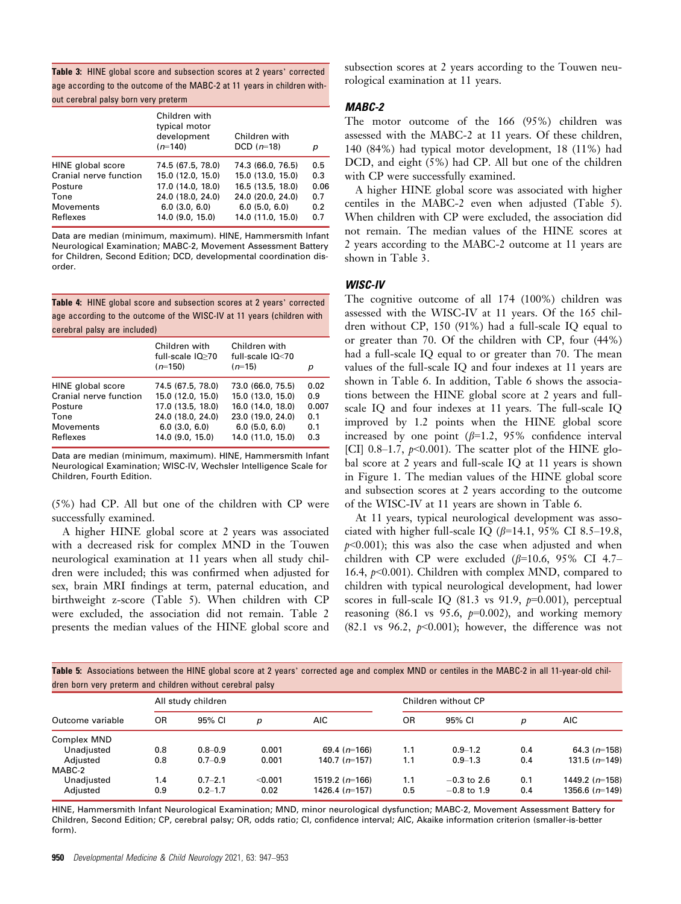**Table 3:** HINE global score and subsection scores at 2 years' corrected age according to the outcome of the MABC-2 at 11 years in children without cerebral palsy born very preterm

| | Children with typical motor development (*n*=140) | Children with DCD (*n*=18) | *p* |
|---|---|---|---|
| HINE global score | 74.5 (67.5, 78.0) | 74.3 (66.0, 76.5) | 0.5 |
| Cranial nerve function | 15.0 (12.0, 15.0) | 15.0 (13.0, 15.0) | 0.3 |
| Posture | 17.0 (14.0, 18.0) | 16.5 (13.5, 18.0) | 0.06 |
| Tone | 24.0 (18.0, 24.0) | 24.0 (20.0, 24.0) | 0.7 |
| Movements | 6.0 (3.0, 6.0) | 6.0 (5.0, 6.0) | 0.2 |
| Reflexes | 14.0 (9.0, 15.0) | 14.0 (11.0, 15.0) | 0.7 |

Data are median (minimum, maximum). HINE, Hammersmith Infant Neurological Examination; MABC-2, Movement Assessment Battery for Children, Second Edition; DCD, developmental coordination disorder.

**Table 4:** HINE global score and subsection scores at 2 years' corrected age according to the outcome of the WISC-IV at 11 years (children with cerebral palsy are included)

| | Children with full-scale IQ≥70 (*n*=150) | Children with full-scale IQ<70 (*n*=15) | *p* |
|---|---|---|---|
| HINE global score | 74.5 (67.5, 78.0) | 73.0 (66.0, 75.5) | 0.02 |
| Cranial nerve function | 15.0 (12.0, 15.0) | 15.0 (13.0, 15.0) | 0.9 |
| Posture | 17.0 (13.5, 18.0) | 16.0 (14.0, 18.0) | 0.007 |
| Tone | 24.0 (18.0, 24.0) | 23.0 (19.0, 24.0) | 0.1 |
| Movements | 6.0 (3.0, 6.0) | 6.0 (5.0, 6.0) | 0.1 |
| Reflexes | 14.0 (9.0, 15.0) | 14.0 (11.0, 15.0) | 0.3 |

Data are median (minimum, maximum). HINE, Hammersmith Infant Neurological Examination; WISC-IV, Wechsler Intelligence Scale for Children, Fourth Edition.

(5%) had CP. All but one of the children with CP were successfully examined.

A higher HINE global score at 2 years was associated with a decreased risk for complex MND in the Touwen neurological examination at 11 years when all study children were included; this was confirmed when adjusted for sex, brain MRI findings at term, paternal education, and birthweight z-score (Table 5). When children with CP were excluded, the association did not remain. Table 2 presents the median values of the HINE global score and subsection scores at 2 years according to the Touwen neurological examination at 11 years.

### MABC-2

The motor outcome of the 166 (95%) children was assessed with the MABC-2 at 11 years. Of these children, 140 (84%) had typical motor development, 18 (11%) had DCD, and eight (5%) had CP. All but one of the children with CP were successfully examined.

A higher HINE global score was associated with higher centiles in the MABC-2 even when adjusted (Table 5). When children with CP were excluded, the association did not remain. The median values of the HINE scores at 2 years according to the MABC-2 outcome at 11 years are shown in Table 3.

### WISC-IV

The cognitive outcome of all 174 (100%) children was assessed with the WISC-IV at 11 years. Of the 165 children without CP, 150 (91%) had a full-scale IQ equal to or greater than 70. Of the children with CP, four (44%) had a full-scale IQ equal to or greater than 70. The mean values of the full-scale IQ and four indexes at 11 years are shown in Table 6. In addition, Table 6 shows the associations between the HINE global score at 2 years and full-scale IQ and four indexes at 11 years. The full-scale IQ improved by 1.2 points when the HINE global score increased by one point ($\beta$=1.2, 95% confidence interval [CI] 0.8–1.7, $p$<0.001). The scatter plot of the HINE global score at 2 years and full-scale IQ at 11 years is shown in Figure 1. The median values of the HINE global score and subsection scores at 2 years according to the outcome of the WISC-IV at 11 years are shown in Table 6.

At 11 years, typical neurological development was associated with higher full-scale IQ ($\beta$=14.1, 95% CI 8.5–19.8, $p$<0.001); this was also the case when adjusted and when children with CP were excluded ($\beta$=10.6, 95% CI 4.7–16.4, $p$<0.001). Children with complex MND, compared to children with typical neurological development, had lower scores in full-scale IQ (81.3 vs 91.9, $p$=0.001), perceptual reasoning (86.1 vs 95.6, $p$=0.002), and working memory (82.1 vs 96.2, $p$<0.001); however, the difference was not

**Table 5:** Associations between the HINE global score at 2 years' corrected age and complex MND or centiles in the MABC-2 in all 11-year-old children born very preterm and children without cerebral palsy

| | All study children | | | | Children without CP | | | |
|---|---|---|---|---|---|---|---|---|
| Outcome variable | OR | 95% CI | *p* | AIC | OR | 95% CI | *p* | AIC |
| Complex MND | | | | | | | | |
| Unadjusted | 0.8 | 0.8–0.9 | 0.001 | 69.4 (*n*=166) | 1.1 | 0.9–1.2 | 0.4 | 64.3 (*n*=158) |
| Adjusted | 0.8 | 0.7–0.9 | 0.001 | 140.7 (*n*=157) | 1.1 | 0.9–1.3 | 0.4 | 131.5 (*n*=149) |
| MABC-2 | | | | | | | | |
| Unadjusted | 1.4 | 0.7–2.1 | <0.001 | 1519.2 (*n*=166) | 1.1 | −0.3 to 2.6 | 0.1 | 1449.2 (*n*=158) |
| Adjusted | 0.9 | 0.2–1.7 | 0.02 | 1426.4 (*n*=157) | 0.5 | −0.8 to 1.9 | 0.4 | 1356.6 (*n*=149) |

HINE, Hammersmith Infant Neurological Examination; MND, minor neurological dysfunction; MABC-2, Movement Assessment Battery for Children, Second Edition; CP, cerebral palsy; OR, odds ratio; CI, confidence interval; AIC, Akaike information criterion (smaller-is-better form).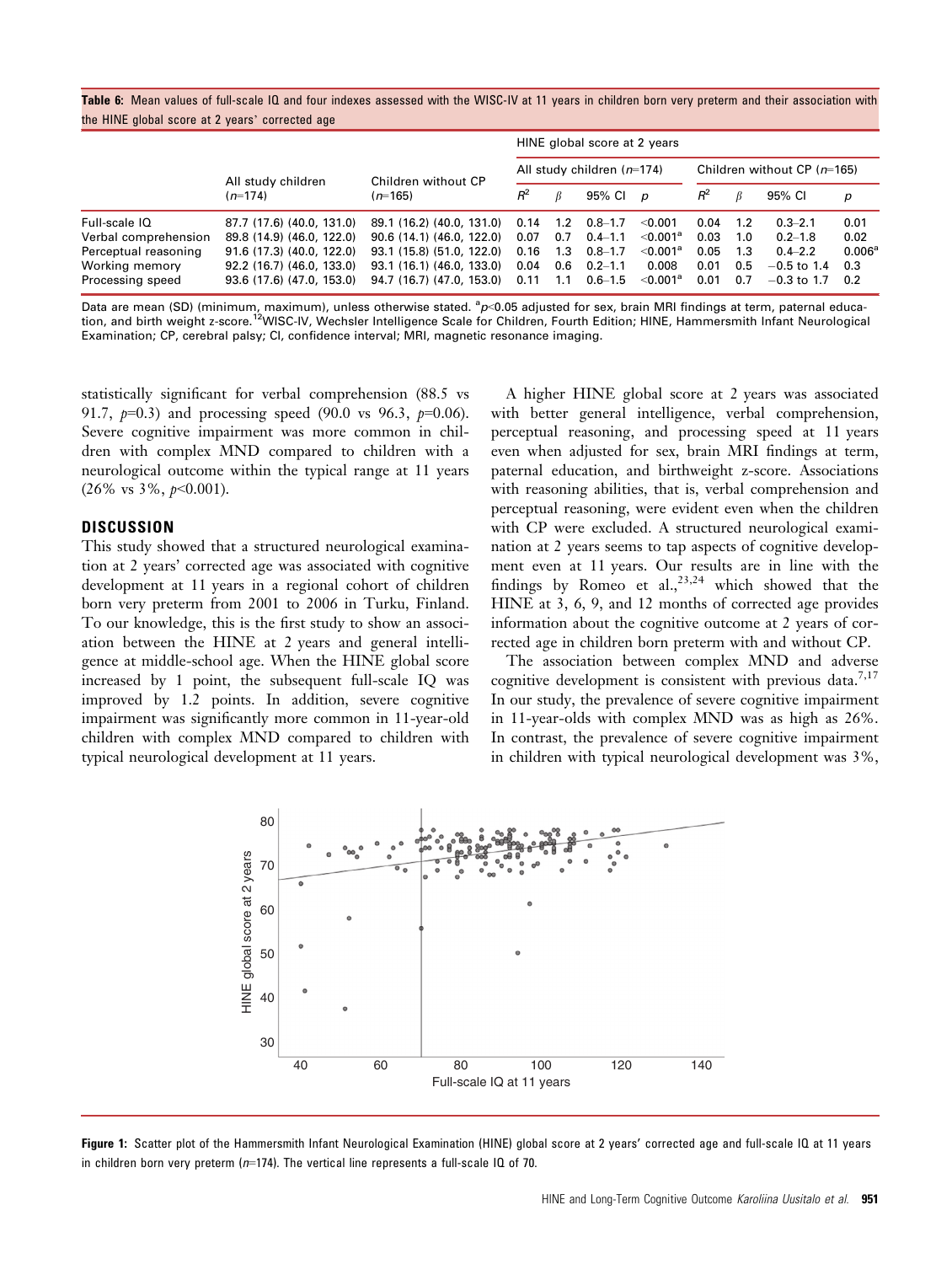**Table 6:** Mean values of full-scale IQ and four indexes assessed with the WISC-IV at 11 years in children born very preterm and their association with the HINE global score at 2 years' corrected age

| | All study children ($n$=174) | Children without CP ($n$=165) | HINE global score at 2 years | | | | | | | |
|---|---|---|---|---|---|---|---|---|---|---|
| | | | All study children ($n$=174) | | | | Children without CP ($n$=165) | | | |
| | | | $R^2$ | $\beta$ | 95% CI | $p$ | $R^2$ | $\beta$ | 95% CI | $p$ |
| Full-scale IQ | 87.7 (17.6) (40.0, 131.0) | 89.1 (16.2) (40.0, 131.0) | 0.14 | 1.2 | 0.8–1.7 | <0.001 | 0.04 | 1.2 | 0.3–2.1 | 0.01 |
| Verbal comprehension | 89.8 (14.9) (46.0, 122.0) | 90.6 (14.1) (46.0, 122.0) | 0.07 | 0.7 | 0.4–1.1 | <0.001[a] | 0.03 | 1.0 | 0.2–1.8 | 0.02 |
| Perceptual reasoning | 91.6 (17.3) (40.0, 122.0) | 93.1 (15.8) (51.0, 122.0) | 0.16 | 1.3 | 0.8–1.7 | <0.001[a] | 0.05 | 1.3 | 0.4–2.2 | 0.006[a] |
| Working memory | 92.2 (16.7) (46.0, 133.0) | 93.1 (16.1) (46.0, 133.0) | 0.04 | 0.6 | 0.2–1.1 | 0.008 | 0.01 | 0.5 | −0.5 to 1.4 | 0.3 |
| Processing speed | 93.6 (17.6) (47.0, 153.0) | 94.7 (16.7) (47.0, 153.0) | 0.11 | 1.1 | 0.6–1.5 | <0.001[a] | 0.01 | 0.7 | −0.3 to 1.7 | 0.2 |

Data are mean (SD) (minimum, maximum), unless otherwise stated. [a]$p$<0.05 adjusted for sex, brain MRI findings at term, paternal education, and birth weight z-score.[12]WISC-IV, Wechsler Intelligence Scale for Children, Fourth Edition; HINE, Hammersmith Infant Neurological Examination; CP, cerebral palsy; CI, confidence interval; MRI, magnetic resonance imaging.

statistically significant for verbal comprehension (88.5 vs 91.7, $p$=0.3) and processing speed (90.0 vs 96.3, $p$=0.06). Severe cognitive impairment was more common in children with complex MND compared to children with a neurological outcome within the typical range at 11 years (26% vs 3%, $p$<0.001).

## DISCUSSION

This study showed that a structured neurological examination at 2 years' corrected age was associated with cognitive development at 11 years in a regional cohort of children born very preterm from 2001 to 2006 in Turku, Finland. To our knowledge, this is the first study to show an association between the HINE at 2 years and general intelligence at middle-school age. When the HINE global score increased by 1 point, the subsequent full-scale IQ was improved by 1.2 points. In addition, severe cognitive impairment was significantly more common in 11-year-old children with complex MND compared to children with typical neurological development at 11 years.

A higher HINE global score at 2 years was associated with better general intelligence, verbal comprehension, perceptual reasoning, and processing speed at 11 years even when adjusted for sex, brain MRI findings at term, paternal education, and birthweight z-score. Associations with reasoning abilities, that is, verbal comprehension and perceptual reasoning, were evident even when the children with CP were excluded. A structured neurological examination at 2 years seems to tap aspects of cognitive development even at 11 years. Our results are in line with the findings by Romeo et al.,[23,24] which showed that the HINE at 3, 6, 9, and 12 months of corrected age provides information about the cognitive outcome at 2 years of corrected age in children born preterm with and without CP.

The association between complex MND and adverse cognitive development is consistent with previous data.[7,17] In our study, the prevalence of severe cognitive impairment in 11-year-olds with complex MND was as high as 26%. In contrast, the prevalence of severe cognitive impairment in children with typical neurological development was 3%,

**Figure 1:** Scatter plot of the Hammersmith Infant Neurological Examination (HINE) global score at 2 years' corrected age and full-scale IQ at 11 years in children born very preterm ($n$=174). The vertical line represents a full-scale IQ of 70.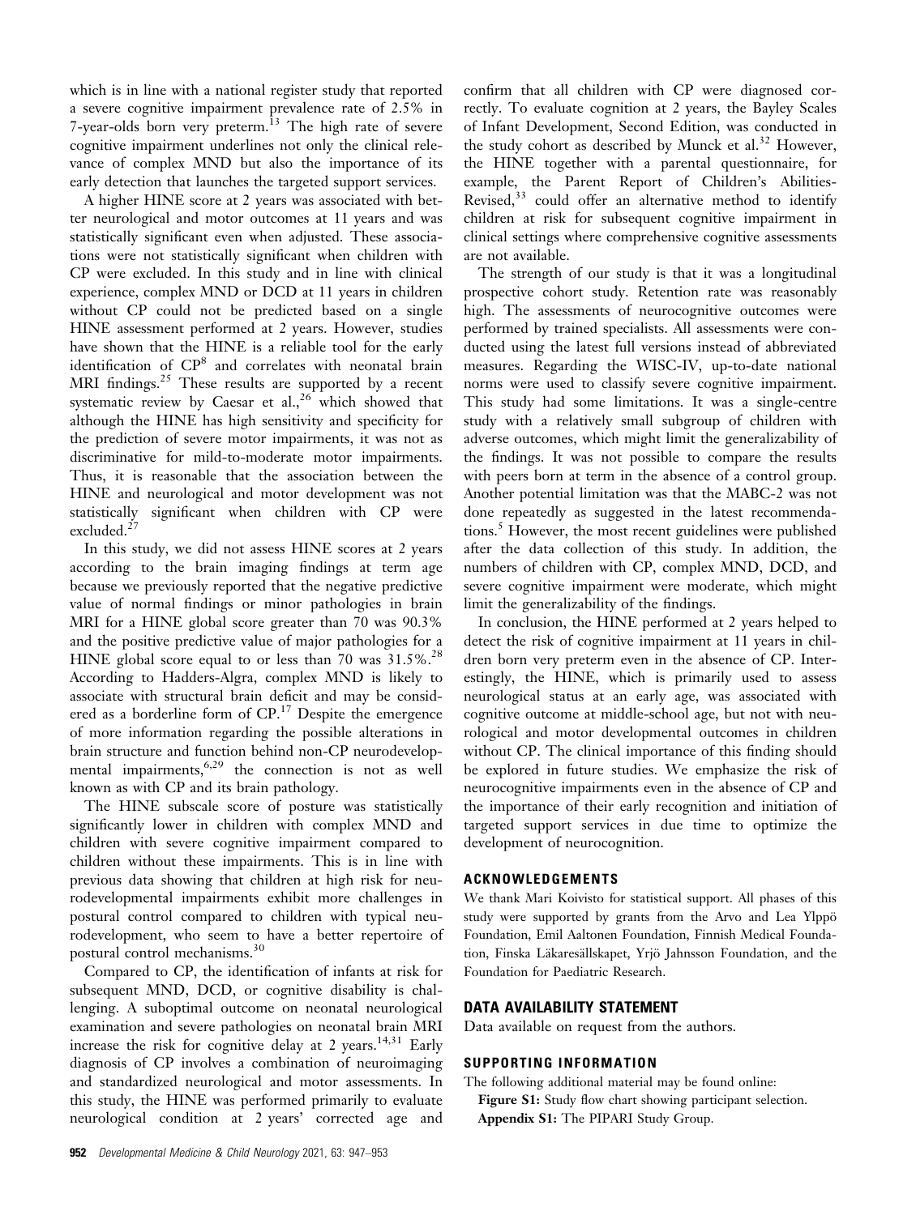which is in line with a national register study that reported a severe cognitive impairment prevalence rate of 2.5% in 7-year-olds born very preterm.[13] The high rate of severe cognitive impairment underlines not only the clinical relevance of complex MND but also the importance of its early detection that launches the targeted support services.

A higher HINE score at 2 years was associated with better neurological and motor outcomes at 11 years and was statistically significant even when adjusted. These associations were not statistically significant when children with CP were excluded. In this study and in line with clinical experience, complex MND or DCD at 11 years in children without CP could not be predicted based on a single HINE assessment performed at 2 years. However, studies have shown that the HINE is a reliable tool for the early identification of CP[8] and correlates with neonatal brain MRI findings.[25] These results are supported by a recent systematic review by Caesar et al.,[26] which showed that although the HINE has high sensitivity and specificity for the prediction of severe motor impairments, it was not as discriminative for mild-to-moderate motor impairments. Thus, it is reasonable that the association between the HINE and neurological and motor development was not statistically significant when children with CP were excluded.[27]

In this study, we did not assess HINE scores at 2 years according to the brain imaging findings at term age because we previously reported that the negative predictive value of normal findings or minor pathologies in brain MRI for a HINE global score greater than 70 was 90.3% and the positive predictive value of major pathologies for a HINE global score equal to or less than 70 was 31.5%.[28] According to Hadders-Algra, complex MND is likely to associate with structural brain deficit and may be considered as a borderline form of CP.[17] Despite the emergence of more information regarding the possible alterations in brain structure and function behind non-CP neurodevelopmental impairments,[6,29] the connection is not as well known as with CP and its brain pathology.

The HINE subscale score of posture was statistically significantly lower in children with complex MND and children with severe cognitive impairment compared to children without these impairments. This is in line with previous data showing that children at high risk for neurodevelopmental impairments exhibit more challenges in postural control compared to children with typical neurodevelopment, who seem to have a better repertoire of postural control mechanisms.[30]

Compared to CP, the identification of infants at risk for subsequent MND, DCD, or cognitive disability is challenging. A suboptimal outcome on neonatal neurological examination and severe pathologies on neonatal brain MRI increase the risk for cognitive delay at 2 years.[14,31] Early diagnosis of CP involves a combination of neuroimaging and standardized neurological and motor assessments. In this study, the HINE was performed primarily to evaluate neurological condition at 2 years' corrected age and confirm that all children with CP were diagnosed correctly. To evaluate cognition at 2 years, the Bayley Scales of Infant Development, Second Edition, was conducted in the study cohort as described by Munck et al.[32] However, the HINE together with a parental questionnaire, for example, the Parent Report of Children's Abilities-Revised,[33] could offer an alternative method to identify children at risk for subsequent cognitive impairment in clinical settings where comprehensive cognitive assessments are not available.

The strength of our study is that it was a longitudinal prospective cohort study. Retention rate was reasonably high. The assessments of neurocognitive outcomes were performed by trained specialists. All assessments were conducted using the latest full versions instead of abbreviated measures. Regarding the WISC-IV, up-to-date national norms were used to classify severe cognitive impairment. This study had some limitations. It was a single-centre study with a relatively small subgroup of children with adverse outcomes, which might limit the generalizability of the findings. It was not possible to compare the results with peers born at term in the absence of a control group. Another potential limitation was that the MABC-2 was not done repeatedly as suggested in the latest recommendations.[5] However, the most recent guidelines were published after the data collection of this study. In addition, the numbers of children with CP, complex MND, DCD, and severe cognitive impairment were moderate, which might limit the generalizability of the findings.

In conclusion, the HINE performed at 2 years helped to detect the risk of cognitive impairment at 11 years in children born very preterm even in the absence of CP. Interestingly, the HINE, which is primarily used to assess neurological status at an early age, was associated with cognitive outcome at middle-school age, but not with neurological and motor developmental outcomes in children without CP. The clinical importance of this finding should be explored in future studies. We emphasize the risk of neurocognitive impairments even in the absence of CP and the importance of their early recognition and initiation of targeted support services in due time to optimize the development of neurocognition.

## ACKNOWLEDGEMENTS

We thank Mari Koivisto for statistical support. All phases of this study were supported by grants from the Arvo and Lea Ylppö Foundation, Emil Aaltonen Foundation, Finnish Medical Foundation, Finska Läkaresällskapet, Yrjö Jahnsson Foundation, and the Foundation for Paediatric Research.

## DATA AVAILABILITY STATEMENT

Data available on request from the authors.

## SUPPORTING INFORMATION

The following additional material may be found online:

**Figure S1:** Study flow chart showing participant selection.

**Appendix S1:** The PIPARI Study Group.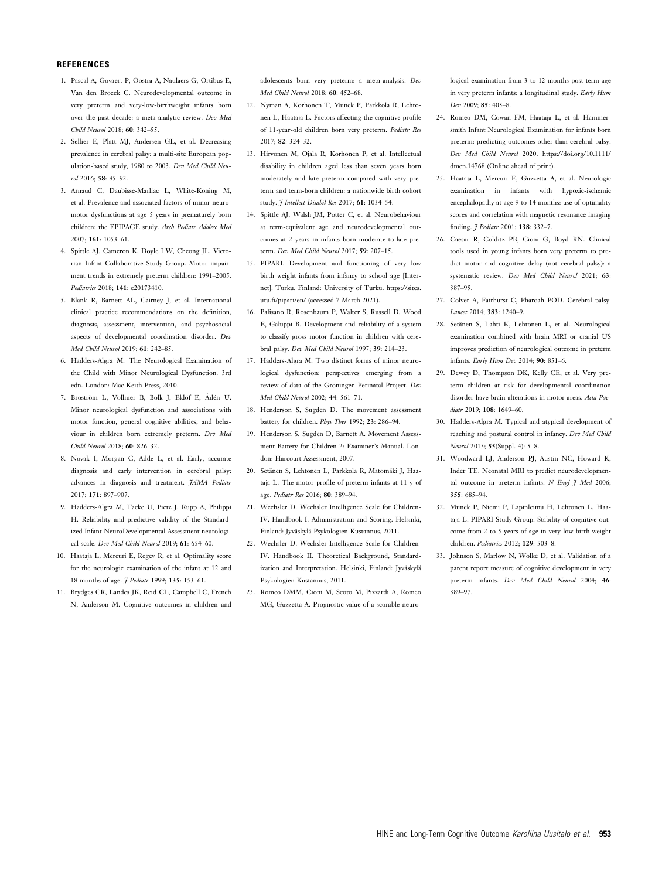## REFERENCES

1. Pascal A, Govaert P, Oostra A, Naulaers G, Ortibus E, Van den Broeck C. Neurodevelopmental outcome in very preterm and very-low-birthweight infants born over the past decade: a meta-analytic review. *Dev Med Child Neurol* 2018; **60**: 342–55.
2. Sellier E, Platt MJ, Andersen GL, et al. Decreasing prevalence in cerebral palsy: a multi-site European population-based study, 1980 to 2003. *Dev Med Child Neurol* 2016; **58**: 85–92.
3. Arnaud C, Daubisse-Marliac L, White-Koning M, et al. Prevalence and associated factors of minor neuromotor dysfunctions at age 5 years in prematurely born children: the EPIPAGE study. *Arch Pediatr Adolesc Med* 2007; **161**: 1053–61.
4. Spittle AJ, Cameron K, Doyle LW, Cheong JL, Victorian Infant Collaborative Study Group. Motor impairment trends in extremely preterm children: 1991–2005. *Pediatrics* 2018; **141**: e20173410.
5. Blank R, Barnett AL, Cairney J, et al. International clinical practice recommendations on the definition, diagnosis, assessment, intervention, and psychosocial aspects of developmental coordination disorder. *Dev Med Child Neurol* 2019; **61**: 242–85.
6. Hadders-Algra M. The Neurological Examination of the Child with Minor Neurological Dysfunction. 3rd edn. London: Mac Keith Press, 2010.
7. Broström L, Vollmer B, Bolk J, Eklöf E, Ådén U. Minor neurological dysfunction and associations with motor function, general cognitive abilities, and behaviour in children born extremely preterm. *Dev Med Child Neurol* 2018; **60**: 826–32.
8. Novak I, Morgan C, Adde L, et al. Early, accurate diagnosis and early intervention in cerebral palsy: advances in diagnosis and treatment. *JAMA Pediatr* 2017; **171**: 897–907.
9. Hadders-Algra M, Tacke U, Pietz J, Rupp A, Philippi H. Reliability and predictive validity of the Standardized Infant NeuroDevelopmental Assessment neurological scale. *Dev Med Child Neurol* 2019; **61**: 654–60.
10. Haataja L, Mercuri E, Regev R, et al. Optimality score for the neurologic examination of the infant at 12 and 18 months of age. *J Pediatr* 1999; **135**: 153–61.
11. Brydges CR, Landes JK, Reid CL, Campbell C, French N, Anderson M. Cognitive outcomes in children and adolescents born very preterm: a meta-analysis. *Dev Med Child Neurol* 2018; **60**: 452–68.
12. Nyman A, Korhonen T, Munck P, Parkkola R, Lehtonen L, Haataja L. Factors affecting the cognitive profile of 11-year-old children born very preterm. *Pediatr Res* 2017; **82**: 324–32.
13. Hirvonen M, Ojala R, Korhonen P, et al. Intellectual disability in children aged less than seven years born moderately and late preterm compared with very preterm and term-born children: a nationwide birth cohort study. *J Intellect Disabil Res* 2017; **61**: 1034–54.
14. Spittle AJ, Walsh JM, Potter C, et al. Neurobehaviour at term-equivalent age and neurodevelopmental outcomes at 2 years in infants born moderate-to-late preterm. *Dev Med Child Neurol* 2017; **59**: 207–15.
15. PIPARI. Development and functioning of very low birth weight infants from infancy to school age [Internet]. Turku, Finland: University of Turku. https://sites.utu.fi/pipari/en/ (accessed 7 March 2021).
16. Palisano R, Rosenbaum P, Walter S, Russell D, Wood E, Galuppi B. Development and reliability of a system to classify gross motor function in children with cerebral palsy. *Dev Med Child Neurol* 1997; **39**: 214–23.
17. Hadders-Algra M. Two distinct forms of minor neurological dysfunction: perspectives emerging from a review of data of the Groningen Perinatal Project. *Dev Med Child Neurol* 2002; **44**: 561–71.
18. Henderson S, Sugden D. The movement assessment battery for children. *Phys Ther* 1992; **23**: 286–94.
19. Henderson S, Sugden D, Barnett A. Movement Assessment Battery for Children-2: Examiner's Manual. London: Harcourt Assessment, 2007.
20. Setänen S, Lehtonen L, Parkkola R, Matomäki J, Haataja L. The motor profile of preterm infants at 11 y of age. *Pediatr Res* 2016; **80**: 389–94.
21. Wechsler D. Wechsler Intelligence Scale for Children-IV. Handbook I. Administration and Scoring. Helsinki, Finland: Jyväskylä Psykologien Kustannus, 2011.
22. Wechsler D. Wechsler Intelligence Scale for Children-IV. Handbook II. Theoretical Background, Standardization and Interpretation. Helsinki, Finland: Jyväskylä Psykologien Kustannus, 2011.
23. Romeo DMM, Cioni M, Scoto M, Pizzardi A, Romeo MG, Guzzetta A. Prognostic value of a scorable neurological examination from 3 to 12 months post-term age in very preterm infants: a longitudinal study. *Early Hum Dev* 2009; **85**: 405–8.
24. Romeo DM, Cowan FM, Haataja L, et al. Hammersmith Infant Neurological Examination for infants born preterm: predicting outcomes other than cerebral palsy. *Dev Med Child Neurol* 2020. https://doi.org/10.1111/dmcn.14768 (Online ahead of print).
25. Haataja L, Mercuri E, Guzzetta A, et al. Neurologic examination in infants with hypoxic-ischemic encephalopathy at age 9 to 14 months: use of optimality scores and correlation with magnetic resonance imaging finding. *J Pediatr* 2001; **138**: 332–7.
26. Caesar R, Colditz PB, Cioni G, Boyd RN. Clinical tools used in young infants born very preterm to predict motor and cognitive delay (not cerebral palsy): a systematic review. *Dev Med Child Neurol* 2021; **63**: 387–95.
27. Colver A, Fairhurst C, Pharoah POD. Cerebral palsy. *Lancet* 2014; **383**: 1240–9.
28. Setänen S, Lahti K, Lehtonen L, et al. Neurological examination combined with brain MRI or cranial US improves prediction of neurological outcome in preterm infants. *Early Hum Dev* 2014; **90**: 851–6.
29. Dewey D, Thompson DK, Kelly CE, et al. Very preterm children at risk for developmental coordination disorder have brain alterations in motor areas. *Acta Paediatr* 2019; **108**: 1649–60.
30. Hadders-Algra M. Typical and atypical development of reaching and postural control in infancy. *Dev Med Child Neurol* 2013; **55**(Suppl. 4): 5–8.
31. Woodward LJ, Anderson PJ, Austin NC, Howard K, Inder TE. Neonatal MRI to predict neurodevelopmental outcome in preterm infants. *N Engl J Med* 2006; **355**: 685–94.
32. Munck P, Niemi P, Lapinleimu H, Lehtonen L, Haataja L. PIPARI Study Group. Stability of cognitive outcome from 2 to 5 years of age in very low birth weight children. *Pediatrics* 2012; **129**: 503–8.
33. Johnson S, Marlow N, Wolke D, et al. Validation of a parent report measure of cognitive development in very preterm infants. *Dev Med Child Neurol* 2004; **46**: 389–97.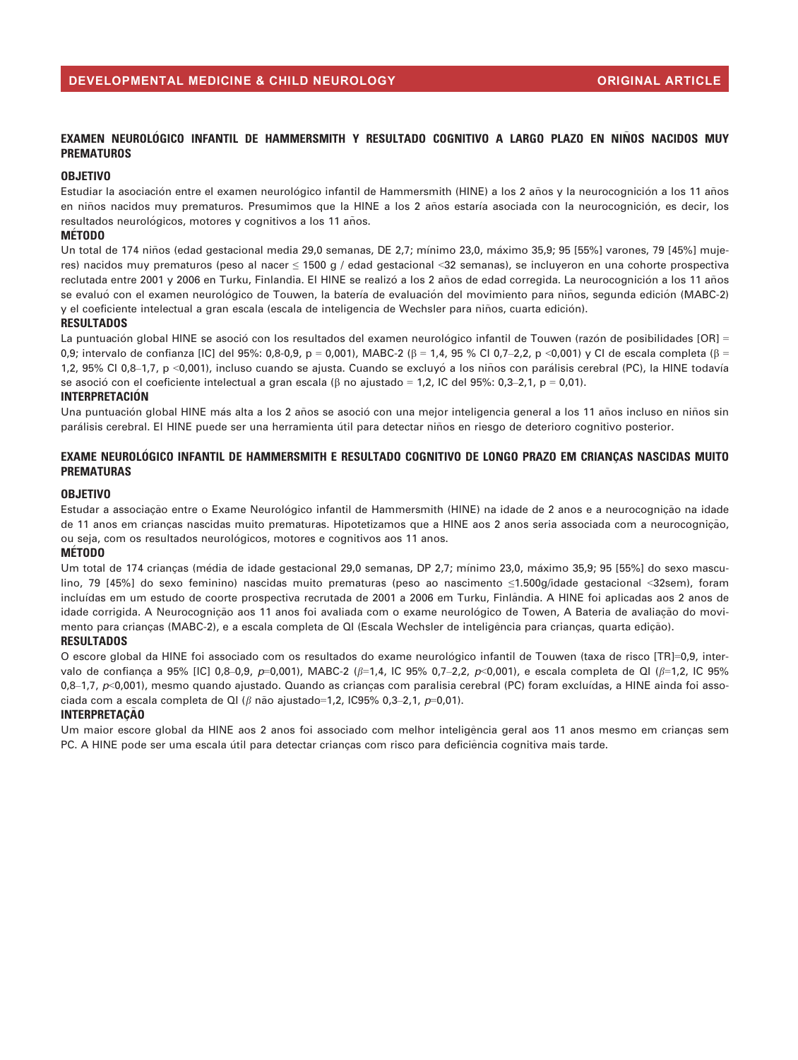# EXAMEN NEUROLÓGICO INFANTIL DE HAMMERSMITH Y RESULTADO COGNITIVO A LARGO PLAZO EN NIÑOS NACIDOS MUY PREMATUROS

### OBJETIVO

Estudiar la asociación entre el examen neurológico infantil de Hammersmith (HINE) a los 2 años y la neurocognición a los 11 años en niños nacidos muy prematuros. Presumimos que la HINE a los 2 años estaría asociada con la neurocognición, es decir, los resultados neurológicos, motores y cognitivos a los 11 años.

### MÉTODO

Un total de 174 niños (edad gestacional media 29,0 semanas, DE 2,7; mínimo 23,0, máximo 35,9; 95 [55%] varones, 79 [45%] mujeres) nacidos muy prematuros (peso al nacer ≤ 1500 g / edad gestacional <32 semanas), se incluyeron en una cohorte prospectiva reclutada entre 2001 y 2006 en Turku, Finlandia. El HINE se realizó a los 2 años de edad corregida. La neurocognición a los 11 años se evaluó con el examen neurológico de Touwen, la batería de evaluación del movimiento para niños, segunda edición (MABC-2) y el coeficiente intelectual a gran escala (escala de inteligencia de Wechsler para niños, cuarta edición).

### RESULTADOS

La puntuación global HINE se asoció con los resultados del examen neurológico infantil de Touwen (razón de posibilidades [OR] = 0,9; intervalo de confianza [IC] del 95%: 0,8-0,9, p = 0,001), MABC-2 (β = 1,4, 95 % CI 0,7–2,2, p <0,001) y CI de escala completa (β = 1,2, 95% CI 0,8–1,7, p <0,001), incluso cuando se ajusta. Cuando se excluyó a los niños con parálisis cerebral (PC), la HINE todavía se asoció con el coeficiente intelectual a gran escala (β no ajustado = 1,2, IC del 95%: 0,3–2,1, p = 0,01).

### INTERPRETACIÓN

Una puntuación global HINE más alta a los 2 años se asoció con una mejor inteligencia general a los 11 años incluso en niños sin parálisis cerebral. El HINE puede ser una herramienta útil para detectar niños en riesgo de deterioro cognitivo posterior.

# EXAME NEUROLÓGICO INFANTIL DE HAMMERSMITH E RESULTADO COGNITIVO DE LONGO PRAZO EM CRIANÇAS NASCIDAS MUITO PREMATURAS

### OBJETIVO

Estudar a associação entre o Exame Neurológico infantil de Hammersmith (HINE) na idade de 2 anos e a neurocognição na idade de 11 anos em crianças nascidas muito prematuras. Hipotetizamos que a HINE aos 2 anos seria associada com a neurocognição, ou seja, com os resultados neurológicos, motores e cognitivos aos 11 anos.

### MÉTODO

Um total de 174 crianças (média de idade gestacional 29,0 semanas, DP 2,7; mínimo 23,0, máximo 35,9; 95 [55%] do sexo masculino, 79 [45%] do sexo feminino) nascidas muito prematuras (peso ao nascimento ≤1.500g/idade gestacional <32sem), foram incluídas em um estudo de coorte prospectiva recrutada de 2001 a 2006 em Turku, Finlândia. A HINE foi aplicadas aos 2 anos de idade corrigida. A Neurocognição aos 11 anos foi avaliada com o exame neurológico de Towen, A Bateria de avaliação do movimento para crianças (MABC-2), e a escala completa de QI (Escala Wechsler de inteligência para crianças, quarta edição).

### RESULTADOS

O escore global da HINE foi associado com os resultados do exame neurológico infantil de Touwen (taxa de risco [TR]=0,9, intervalo de confiança a 95% [IC] 0,8–0,9, *p*=0,001), MABC-2 ($\beta$=1,4, IC 95% 0,7–2,2, *p*<0,001), e escala completa de QI ($\beta$=1,2, IC 95% 0,8–1,7, *p*<0,001), mesmo quando ajustado. Quando as crianças com paralisia cerebral (PC) foram excluídas, a HINE ainda foi associada com a escala completa de QI ($\beta$ não ajustado=1,2, IC95% 0,3–2,1, *p*=0,01).

### INTERPRETAÇÃO

Um maior escore global da HINE aos 2 anos foi associado com melhor inteligência geral aos 11 anos mesmo em crianças sem PC. A HINE pode ser uma escala útil para detectar crianças com risco para deficiência cognitiva mais tarde.